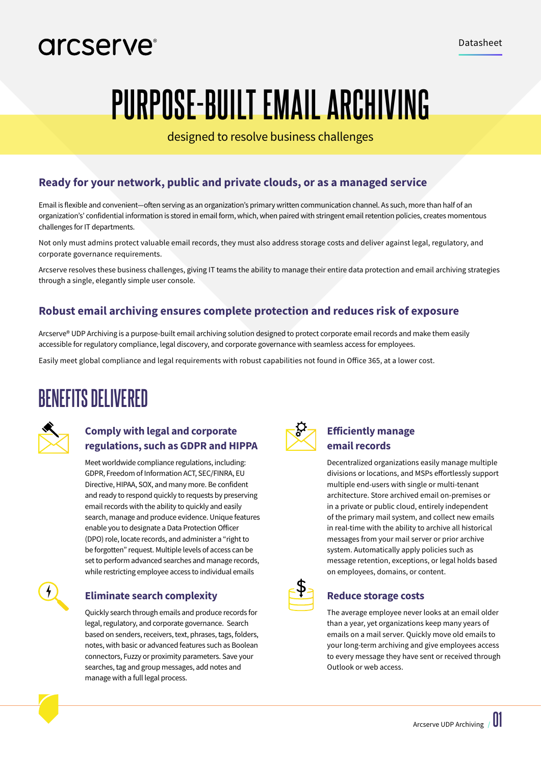arcserve®

Datasheet

# PURPOSE-BUILT EMAIL ARCHIVING

designed to resolve business challenges

## Ready for your network, public and private clouds, or as a managed service

Email is flexible and convenient—often serving as an organization's primary written communication channel. As such, more than half of an organization's' confidential information is stored in email form, which, when paired with stringent email retention policies, creates momentous challenges for IT departments.

Not only must admins protect valuable email records, they must also address storage costs and deliver against legal, regulatory, and corporate governance requirements.

Arcserve resolves these business challenges, giving IT teams the ability to manage their entire data protection and email archiving strategies through a single, elegantly simple user console.

## Robust email archiving ensures complete protection and reduces risk of exposure

Arcserve® UDP Archiving is a purpose-built email archiving solution designed to protect corporate email records and make them easily accessible for regulatory compliance, legal discovery, and corporate governance with seamless access for employees.

Easily meet global compliance and legal requirements with robust capabilities not found in Office 365, at a lower cost.

# BENEFITS DELIVERED

### Comply with legal and corporate regulations, such as GDPR and HIPPA

Meet worldwide compliance regulations, including: GDPR, Freedom of Information ACT, SEC/FINRA, EU Directive, HIPAA, SOX, and many more. Be confident and ready to respond quickly to requests by preserving email records with the ability to quickly and easily search, manage and produce evidence. Unique features enable you to designate a Data Protection Officer (DPO) role, locate records, and administer a "right to be forgotten" request. Multiple levels of access can be set to perform advanced searches and manage records, while restricting employee access to individual emails

### Eliminate search complexity

Quickly search through emails and produce records for legal, regulatory, and corporate governance. Search based on senders, receivers, text, phrases, tags, folders, notes, with basic or advanced features such as Boolean connectors, Fuzzy or proximity parameters. Save your searches, tag and group messages, add notes and manage with a full legal process.

### Efficiently manage email records

Decentralized organizations easily manage multiple divisions or locations, and MSPs effortlessly support multiple end-users with single or multi-tenant architecture. Store archived email on-premises or in a private or public cloud, entirely independent of the primary mail system, and collect new emails in real-time with the ability to archive all historical messages from your mail server or prior archive system. Automatically apply policies such as message retention, exceptions, or legal holds based on employees, domains, or content.

### Reduce storage costs

The average employee never looks at an email older than a year, yet organizations keep many years of emails on a mail server. Quickly move old emails to your long-term archiving and give employees access to every message they have sent or received through Outlook or web access.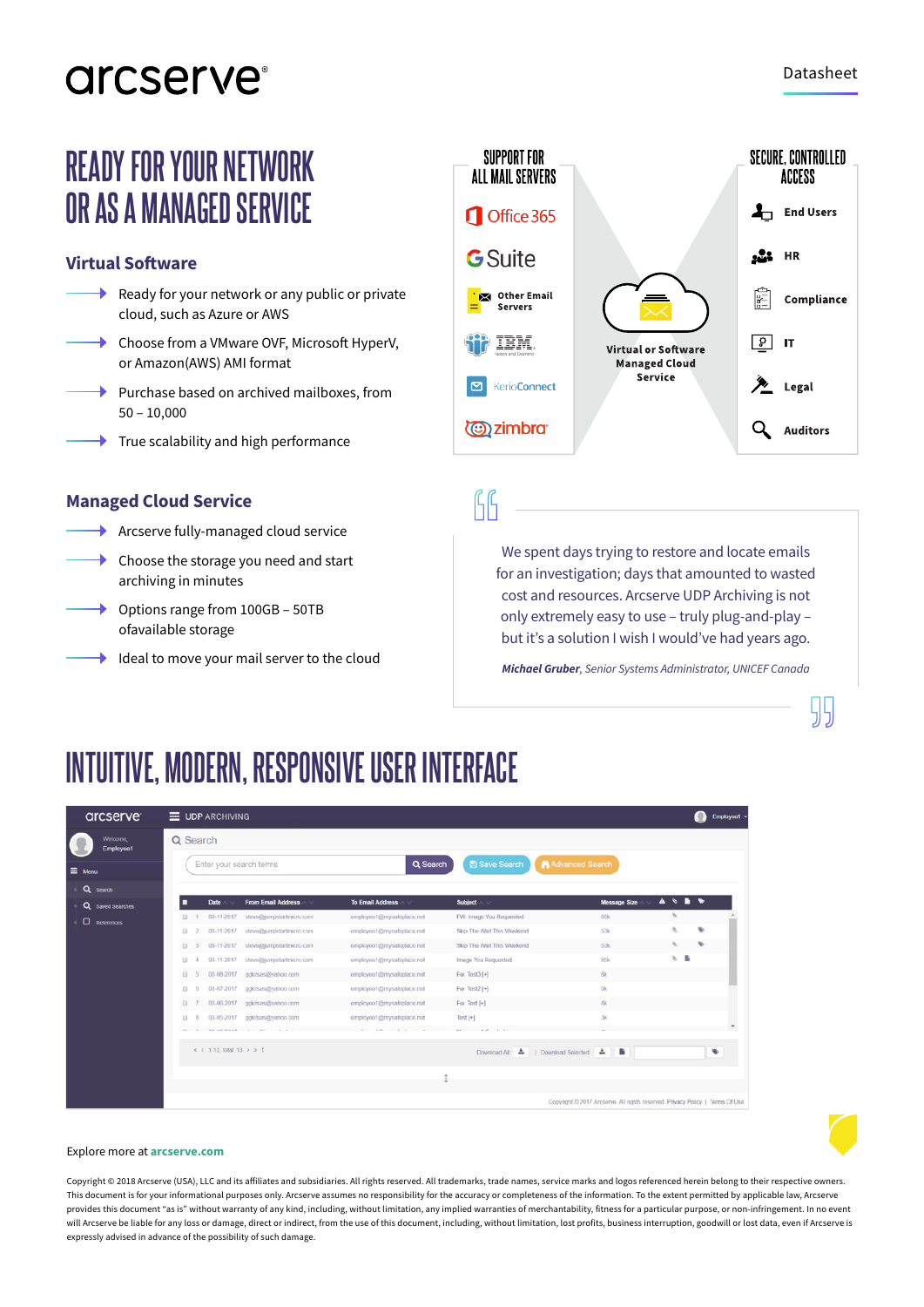# READY FOR YOUR NETWORK OR AS A MANAGED SERVICE

## Virtual Software

- Ready for your network or any public or private cloud, such as Azure or AWS
- Choose from a VMware OVF, Microsoft HyperV, or Amazon(AWS) AMI format
- Purchase based on archived mailboxes, from 50 – 10,000
- True scalability and high performance

## Managed Cloud Service

- Arcserve fully-managed cloud service
- Choose the storage you need and start archiving in minutes
- Options range from 100GB – 50TB ofavailable storage
- Ideal to move your mail server to the cloud

SUPPORT FOR ALL MAIL SERVERS

Office 365

G Suite

Other Email Servers

IBM

KerioConnect

zimbra

Virtual or Software Managed Cloud Service

SECURE, CONTROLLED ACCESS

End Users

HR

Compliance

IT

Legal

Auditors

> We spent days trying to restore and locate emails for an investigation; days that amounted to wasted cost and resources. Arcserve UDP Archiving is not only extremely easy to use – truly plug-and-play – but it's a solution I wish I would've had years ago.
>
> ***Michael Gruber**, Senior Systems Administrator, UNICEF Canada*

# INTUITIVE, MODERN, RESPONSIVE USER INTERFACE

Explore more at **arcserve.com**

Copyright © 2018 Arcserve (USA), LLC and its affiliates and subsidiaries. All rights reserved. All trademarks, trade names, service marks and logos referenced herein belong to their respective owners. This document is for your informational purposes only. Arcserve assumes no responsibility for the accuracy or completeness of the information. To the extent permitted by applicable law, Arcserve provides this document "as is" without warranty of any kind, including, without limitation, any implied warranties of merchantability, fitness for a particular purpose, or non-infringement. In no event will Arcserve be liable for any loss or damage, direct or indirect, from the use of this document, including, without limitation, lost profits, business interruption, goodwill or lost data, even if Arcserve is expressly advised in advance of the possibility of such damage.